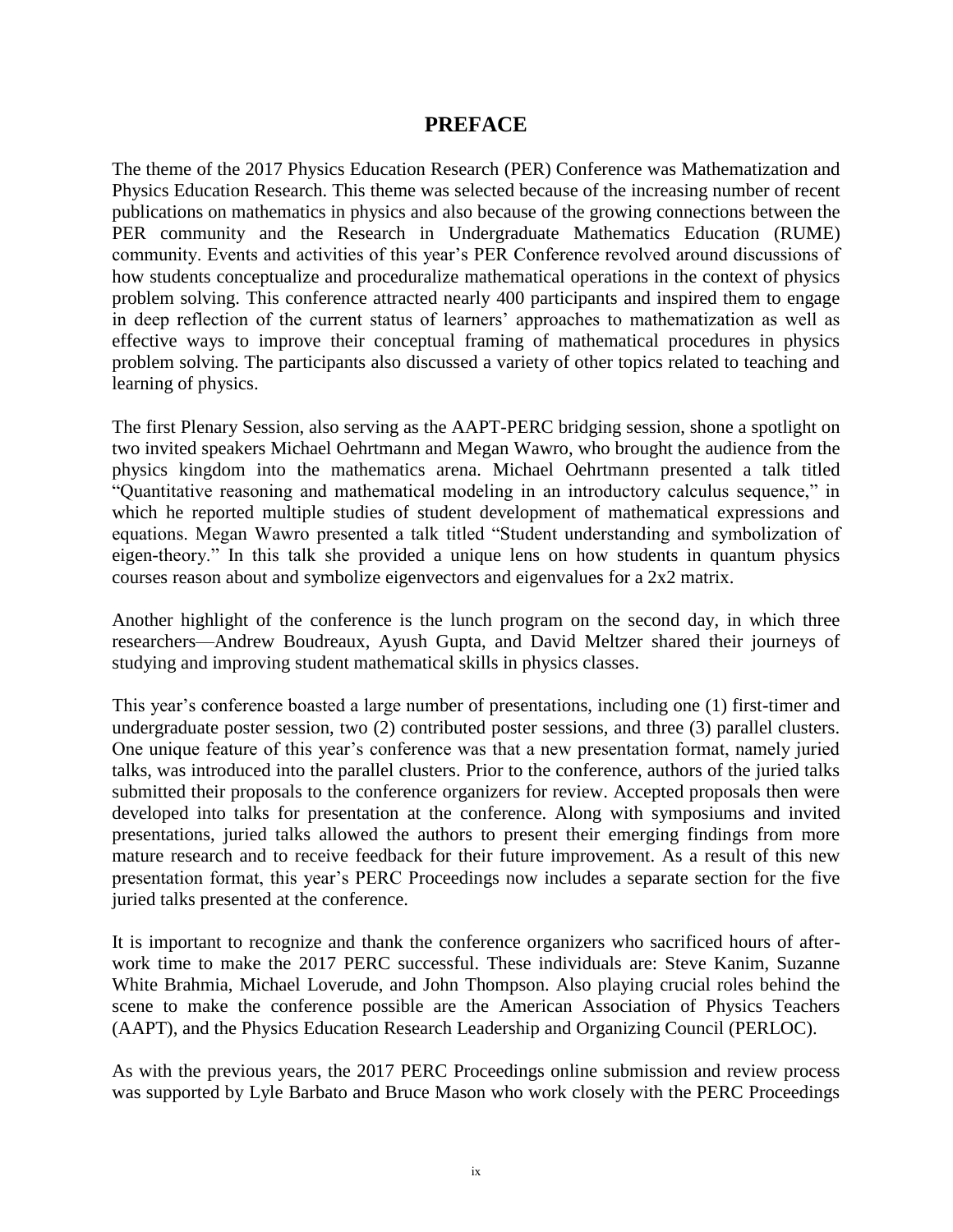# PREFACE

The theme of the 2017 Physics Education Research (PER) Conference was Mathematization and Physics Education Research. This theme was selected because of the increasing number of recent publications on mathematics in physics and also because of the growing connections between the PER community and the Research in Undergraduate Mathematics Education (RUME) community. Events and activities of this year's PER Conference revolved around discussions of how students conceptualize and proceduralize mathematical operations in the context of physics problem solving. This conference attracted nearly 400 participants and inspired them to engage in deep reflection of the current status of learners' approaches to mathematization as well as effective ways to improve their conceptual framing of mathematical procedures in physics problem solving. The participants also discussed a variety of other topics related to teaching and learning of physics.

The first Plenary Session, also serving as the AAPT-PERC bridging session, shone a spotlight on two invited speakers Michael Oehrtmann and Megan Wawro, who brought the audience from the physics kingdom into the mathematics arena. Michael Oehrtmann presented a talk titled "Quantitative reasoning and mathematical modeling in an introductory calculus sequence," in which he reported multiple studies of student development of mathematical expressions and equations. Megan Wawro presented a talk titled "Student understanding and symbolization of eigen-theory." In this talk she provided a unique lens on how students in quantum physics courses reason about and symbolize eigenvectors and eigenvalues for a 2x2 matrix.

Another highlight of the conference is the lunch program on the second day, in which three researchers—Andrew Boudreaux, Ayush Gupta, and David Meltzer shared their journeys of studying and improving student mathematical skills in physics classes.

This year's conference boasted a large number of presentations, including one (1) first-timer and undergraduate poster session, two (2) contributed poster sessions, and three (3) parallel clusters. One unique feature of this year's conference was that a new presentation format, namely juried talks, was introduced into the parallel clusters. Prior to the conference, authors of the juried talks submitted their proposals to the conference organizers for review. Accepted proposals then were developed into talks for presentation at the conference. Along with symposiums and invited presentations, juried talks allowed the authors to present their emerging findings from more mature research and to receive feedback for their future improvement. As a result of this new presentation format, this year's PERC Proceedings now includes a separate section for the five juried talks presented at the conference.

It is important to recognize and thank the conference organizers who sacrificed hours of after-work time to make the 2017 PERC successful. These individuals are: Steve Kanim, Suzanne White Brahmia, Michael Loverude, and John Thompson. Also playing crucial roles behind the scene to make the conference possible are the American Association of Physics Teachers (AAPT), and the Physics Education Research Leadership and Organizing Council (PERLOC).

As with the previous years, the 2017 PERC Proceedings online submission and review process was supported by Lyle Barbato and Bruce Mason who work closely with the PERC Proceedings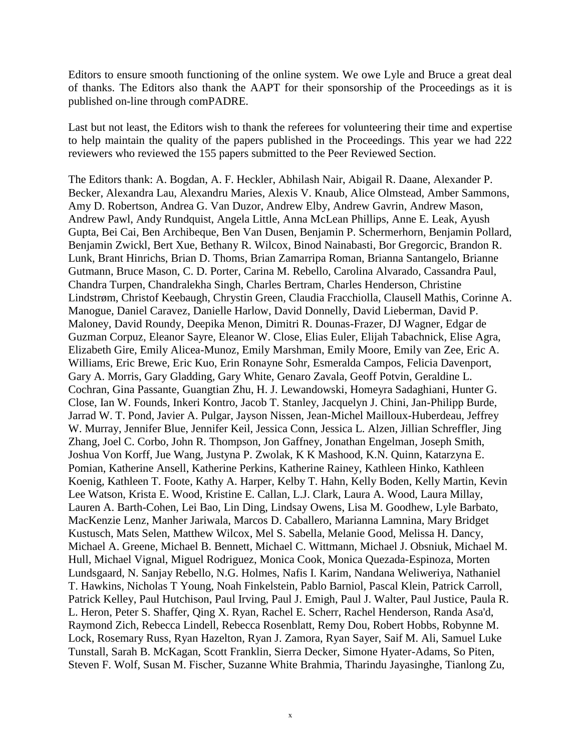Editors to ensure smooth functioning of the online system. We owe Lyle and Bruce a great deal of thanks. The Editors also thank the AAPT for their sponsorship of the Proceedings as it is published on-line through comPADRE.

Last but not least, the Editors wish to thank the referees for volunteering their time and expertise to help maintain the quality of the papers published in the Proceedings. This year we had 222 reviewers who reviewed the 155 papers submitted to the Peer Reviewed Section.

The Editors thank: A. Bogdan, A. F. Heckler, Abhilash Nair, Abigail R. Daane, Alexander P. Becker, Alexandra Lau, Alexandru Maries, Alexis V. Knaub, Alice Olmstead, Amber Sammons, Amy D. Robertson, Andrea G. Van Duzor, Andrew Elby, Andrew Gavrin, Andrew Mason, Andrew Pawl, Andy Rundquist, Angela Little, Anna McLean Phillips, Anne E. Leak, Ayush Gupta, Bei Cai, Ben Archibeque, Ben Van Dusen, Benjamin P. Schermerhorn, Benjamin Pollard, Benjamin Zwickl, Bert Xue, Bethany R. Wilcox, Binod Nainabasti, Bor Gregorcic, Brandon R. Lunk, Brant Hinrichs, Brian D. Thoms, Brian Zamarripa Roman, Brianna Santangelo, Brianne Gutmann, Bruce Mason, C. D. Porter, Carina M. Rebello, Carolina Alvarado, Cassandra Paul, Chandra Turpen, Chandralekha Singh, Charles Bertram, Charles Henderson, Christine Lindstrøm, Christof Keebaugh, Chrystin Green, Claudia Fracchiolla, Clausell Mathis, Corinne A. Manogue, Daniel Caravez, Danielle Harlow, David Donnelly, David Lieberman, David P. Maloney, David Roundy, Deepika Menon, Dimitri R. Dounas-Frazer, DJ Wagner, Edgar de Guzman Corpuz, Eleanor Sayre, Eleanor W. Close, Elias Euler, Elijah Tabachnick, Elise Agra, Elizabeth Gire, Emily Alicea-Munoz, Emily Marshman, Emily Moore, Emily van Zee, Eric A. Williams, Eric Brewe, Eric Kuo, Erin Ronayne Sohr, Esmeralda Campos, Felicia Davenport, Gary A. Morris, Gary Gladding, Gary White, Genaro Zavala, Geoff Potvin, Geraldine L. Cochran, Gina Passante, Guangtian Zhu, H. J. Lewandowski, Homeyra Sadaghiani, Hunter G. Close, Ian W. Founds, Inkeri Kontro, Jacob T. Stanley, Jacquelyn J. Chini, Jan-Philipp Burde, Jarrad W. T. Pond, Javier A. Pulgar, Jayson Nissen, Jean-Michel Mailloux-Huberdeau, Jeffrey W. Murray, Jennifer Blue, Jennifer Keil, Jessica Conn, Jessica L. Alzen, Jillian Schreffler, Jing Zhang, Joel C. Corbo, John R. Thompson, Jon Gaffney, Jonathan Engelman, Joseph Smith, Joshua Von Korff, Jue Wang, Justyna P. Zwolak, K K Mashood, K.N. Quinn, Katarzyna E. Pomian, Katherine Ansell, Katherine Perkins, Katherine Rainey, Kathleen Hinko, Kathleen Koenig, Kathleen T. Foote, Kathy A. Harper, Kelby T. Hahn, Kelly Boden, Kelly Martin, Kevin Lee Watson, Krista E. Wood, Kristine E. Callan, L.J. Clark, Laura A. Wood, Laura Millay, Lauren A. Barth-Cohen, Lei Bao, Lin Ding, Lindsay Owens, Lisa M. Goodhew, Lyle Barbato, MacKenzie Lenz, Manher Jariwala, Marcos D. Caballero, Marianna Lamnina, Mary Bridget Kustusch, Mats Selen, Matthew Wilcox, Mel S. Sabella, Melanie Good, Melissa H. Dancy, Michael A. Greene, Michael B. Bennett, Michael C. Wittmann, Michael J. Obsniuk, Michael M. Hull, Michael Vignal, Miguel Rodriguez, Monica Cook, Monica Quezada-Espinoza, Morten Lundsgaard, N. Sanjay Rebello, N.G. Holmes, Nafis I. Karim, Nandana Weliweriya, Nathaniel T. Hawkins, Nicholas T Young, Noah Finkelstein, Pablo Barniol, Pascal Klein, Patrick Carroll, Patrick Kelley, Paul Hutchison, Paul Irving, Paul J. Emigh, Paul J. Walter, Paul Justice, Paula R. L. Heron, Peter S. Shaffer, Qing X. Ryan, Rachel E. Scherr, Rachel Henderson, Randa Asa'd, Raymond Zich, Rebecca Lindell, Rebecca Rosenblatt, Remy Dou, Robert Hobbs, Robynne M. Lock, Rosemary Russ, Ryan Hazelton, Ryan J. Zamora, Ryan Sayer, Saif M. Ali, Samuel Luke Tunstall, Sarah B. McKagan, Scott Franklin, Sierra Decker, Simone Hyater-Adams, So Piten, Steven F. Wolf, Susan M. Fischer, Suzanne White Brahmia, Tharindu Jayasinghe, Tianlong Zu,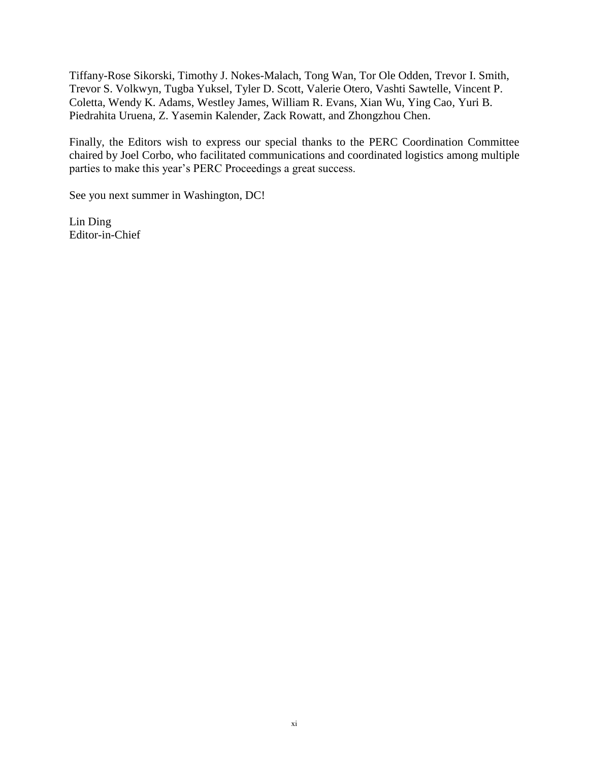Tiffany-Rose Sikorski, Timothy J. Nokes-Malach, Tong Wan, Tor Ole Odden, Trevor I. Smith, Trevor S. Volkwyn, Tugba Yuksel, Tyler D. Scott, Valerie Otero, Vashti Sawtelle, Vincent P. Coletta, Wendy K. Adams, Westley James, William R. Evans, Xian Wu, Ying Cao, Yuri B. Piedrahita Uruena, Z. Yasemin Kalender, Zack Rowatt, and Zhongzhou Chen.

Finally, the Editors wish to express our special thanks to the PERC Coordination Committee chaired by Joel Corbo, who facilitated communications and coordinated logistics among multiple parties to make this year's PERC Proceedings a great success.

See you next summer in Washington, DC!

Lin Ding
Editor-in-Chief